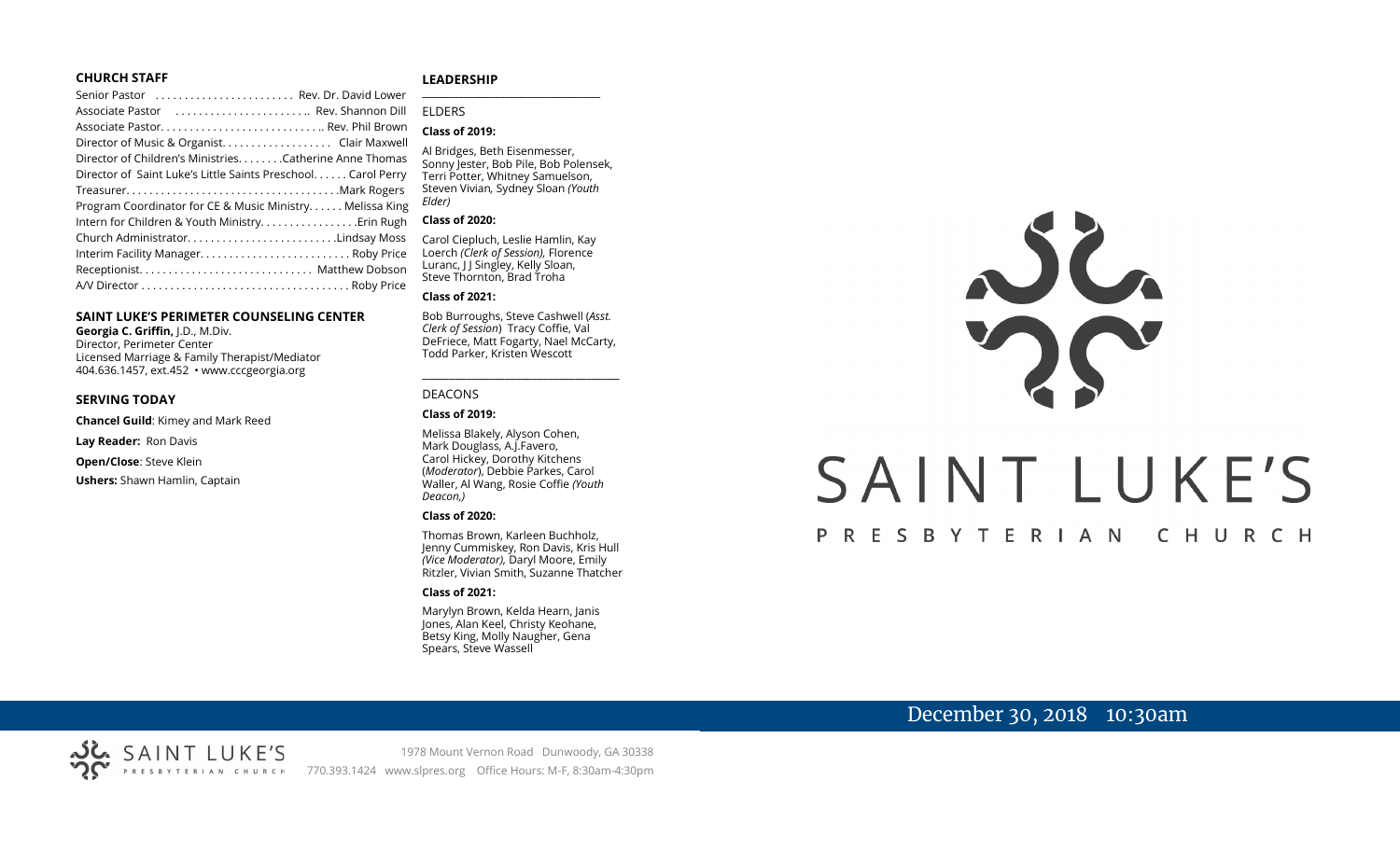### CHURCH STAFF

| | |
|---|---|
| Senior Pastor | Rev. Dr. David Lower |
| Associate Pastor | Rev. Shannon Dill |
| Associate Pastor | Rev. Phil Brown |
| Director of Music & Organist | Clair Maxwell |
| Director of Children's Ministries | Catherine Anne Thomas |
| Director of Saint Luke's Little Saints Preschool | Carol Perry |
| Treasurer | Mark Rogers |
| Program Coordinator for CE & Music Ministry | Melissa King |
| Intern for Children & Youth Ministry | Erin Rugh |
| Church Administrator | Lindsay Moss |
| Interim Facility Manager | Roby Price |
| Receptionist | Matthew Dobson |
| A/V Director | Roby Price |

### SAINT LUKE'S PERIMETER COUNSELING CENTER

**Georgia C. Griffin,** J.D., M.Div.
Director, Perimeter Center
Licensed Marriage & Family Therapist/Mediator
404.636.1457, ext.452 • www.cccgeorgia.org

### SERVING TODAY

**Chancel Guild**: Kimey and Mark Reed

**Lay Reader:** Ron Davis

**Open/Close**: Steve Klein

**Ushers:** Shawn Hamlin, Captain

### LEADERSHIP

ELDERS

**Class of 2019:**

Al Bridges, Beth Eisenmesser, Sonny Jester, Bob Pile, Bob Polensek, Terri Potter, Whitney Samuelson, Steven Vivian*,* Sydney Sloan *(Youth Elder)*

**Class of 2020:**

Carol Ciepluch, Leslie Hamlin, Kay Loerch *(Clerk of Session),* Florence Luranc, J J Singley, Kelly Sloan, Steve Thornton, Brad Troha

**Class of 2021:**

Bob Burroughs, Steve Cashwell (*Asst. Clerk of Session*) Tracy Coffie, Val DeFriece, Matt Fogarty, Nael McCarty, Todd Parker, Kristen Wescott

DEACONS

**Class of 2019:**

Melissa Blakely, Alyson Cohen, Mark Douglass, A.J.Favero, Carol Hickey, Dorothy Kitchens (*Moderator*), Debbie Parkes, Carol Waller, Al Wang, Rosie Coffie *(Youth Deacon,)*

**Class of 2020:**

Thomas Brown, Karleen Buchholz, Jenny Cummiskey, Ron Davis, Kris Hull *(Vice Moderator),* Daryl Moore, Emily Ritzler, Vivian Smith, Suzanne Thatcher

**Class of 2021:**

Marylyn Brown, Kelda Hearn, Janis Jones, Alan Keel, Christy Keohane, Betsy King, Molly Naugher, Gena Spears, Steve Wassell

# SAINT LUKE'S PRESBYTERIAN CHURCH

December 30, 2018 10:30am

SAINT LUKE'S PRESBYTERIAN CHURCH
1978 Mount Vernon Road Dunwoody, GA 30338
770.393.1424 www.slpres.org Office Hours: M-F, 8:30am-4:30pm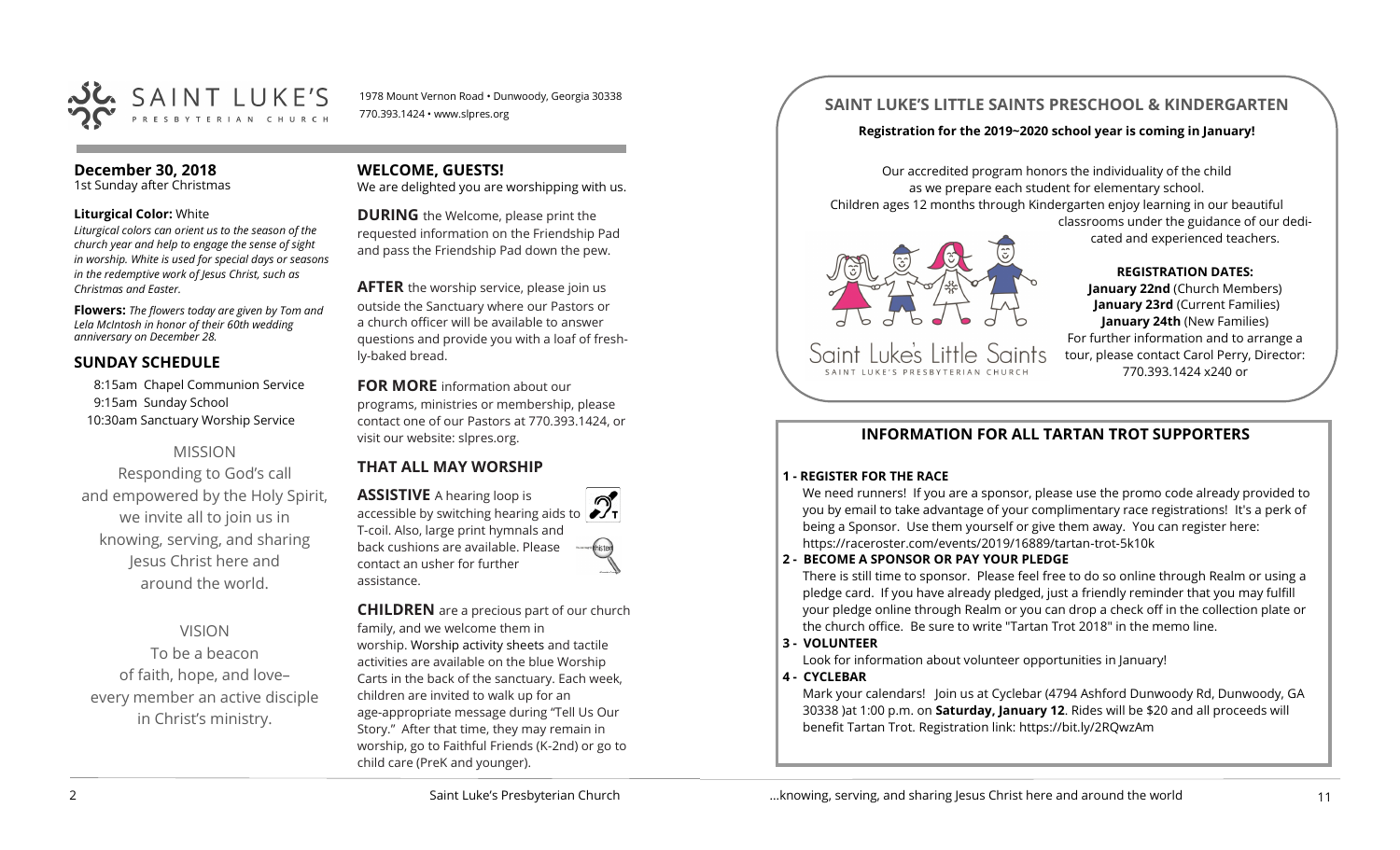SAINT LUKE'S PRESBYTERIAN CHURCH

1978 Mount Vernon Road • Dunwoody, Georgia 30338
770.393.1424 • www.slpres.org

## December 30, 2018

1st Sunday after Christmas

**Liturgical Color:** White

*Liturgical colors can orient us to the season of the church year and help to engage the sense of sight in worship. White is used for special days or seasons in the redemptive work of Jesus Christ, such as Christmas and Easter.*

**Flowers:** *The flowers today are given by Tom and Lela McIntosh in honor of their 60th wedding anniversary on December 28.*

## SUNDAY SCHEDULE

8:15am Chapel Communion Service
9:15am Sunday School
10:30am Sanctuary Worship Service

MISSION

Responding to God's call and empowered by the Holy Spirit, we invite all to join us in knowing, serving, and sharing Jesus Christ here and around the world.

VISION

To be a beacon of faith, hope, and love– every member an active disciple in Christ's ministry.

## WELCOME, GUESTS!

We are delighted you are worshipping with us.

**DURING** the Welcome, please print the requested information on the Friendship Pad and pass the Friendship Pad down the pew.

**AFTER** the worship service, please join us outside the Sanctuary where our Pastors or a church officer will be available to answer questions and provide you with a loaf of freshly-baked bread.

**FOR MORE** information about our programs, ministries or membership, please contact one of our Pastors at 770.393.1424, or visit our website: slpres.org.

## THAT ALL MAY WORSHIP

**ASSISTIVE** A hearing loop is accessible by switching hearing aids to T-coil. Also, large print hymnals and back cushions are available. Please contact an usher for further assistance.

**CHILDREN** are a precious part of our church family, and we welcome them in worship. Worship activity sheets and tactile activities are available on the blue Worship Carts in the back of the sanctuary. Each week, children are invited to walk up for an age-appropriate message during "Tell Us Our Story." After that time, they may remain in worship, go to Faithful Friends (K-2nd) or go to child care (PreK and younger).

## SAINT LUKE'S LITTLE SAINTS PRESCHOOL & KINDERGARTEN

**Registration for the 2019~2020 school year is coming in January!**

Our accredited program honors the individuality of the child as we prepare each student for elementary school. Children ages 12 months through Kindergarten enjoy learning in our beautiful classrooms under the guidance of our dedicated and experienced teachers.

Saint Luke's Little Saints
SAINT LUKE'S PRESBYTERIAN CHURCH

**REGISTRATION DATES:**
**January 22nd** (Church Members)
**January 23rd** (Current Families)
**January 24th** (New Families)

For further information and to arrange a tour, please contact Carol Perry, Director: 770.393.1424 x240 or

## INFORMATION FOR ALL TARTAN TROT SUPPORTERS

**1 - REGISTER FOR THE RACE**

We need runners! If you are a sponsor, please use the promo code already provided to you by email to take advantage of your complimentary race registrations! It's a perk of being a Sponsor. Use them yourself or give them away. You can register here: https://raceroster.com/events/2019/16889/tartan-trot-5k10k

**2 - BECOME A SPONSOR OR PAY YOUR PLEDGE**

There is still time to sponsor. Please feel free to do so online through Realm or using a pledge card. If you have already pledged, just a friendly reminder that you may fulfill your pledge online through Realm or you can drop a check off in the collection plate or the church office. Be sure to write "Tartan Trot 2018" in the memo line.

**3 - VOLUNTEER**

Look for information about volunteer opportunities in January!

**4 - CYCLEBAR**

Mark your calendars! Join us at Cyclebar (4794 Ashford Dunwoody Rd, Dunwoody, GA 30338 )at 1:00 p.m. on **Saturday, January 12**. Rides will be $20 and all proceeds will benefit Tartan Trot. Registration link: https://bit.ly/2RQwzAm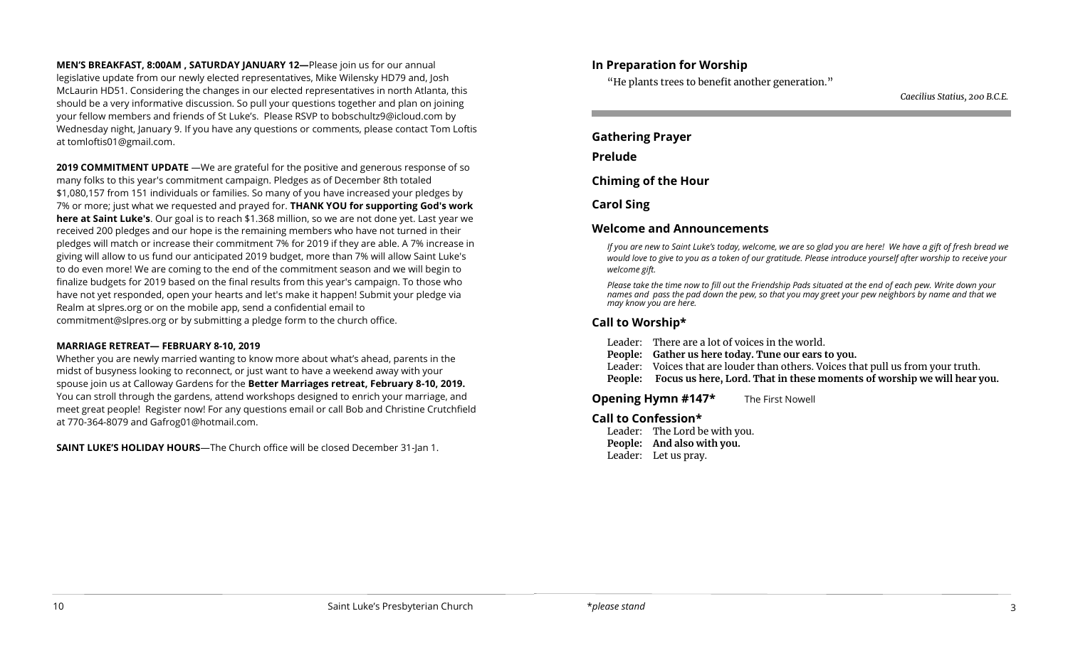**MEN'S BREAKFAST, 8:00AM , SATURDAY JANUARY 12—**Please join us for our annual legislative update from our newly elected representatives, Mike Wilensky HD79 and, Josh McLaurin HD51. Considering the changes in our elected representatives in north Atlanta, this should be a very informative discussion. So pull your questions together and plan on joining your fellow members and friends of St Luke's. Please RSVP to bobschultz9@icloud.com by Wednesday night, January 9. If you have any questions or comments, please contact Tom Loftis at tomloftis01@gmail.com.

**2019 COMMITMENT UPDATE** —We are grateful for the positive and generous response of so many folks to this year's commitment campaign. Pledges as of December 8th totaled $1,080,157 from 151 individuals or families. So many of you have increased your pledges by 7% or more; just what we requested and prayed for. **THANK YOU for supporting God's work here at Saint Luke's**. Our goal is to reach $1.368 million, so we are not done yet. Last year we received 200 pledges and our hope is the remaining members who have not turned in their pledges will match or increase their commitment 7% for 2019 if they are able. A 7% increase in giving will allow to us fund our anticipated 2019 budget, more than 7% will allow Saint Luke's to do even more! We are coming to the end of the commitment season and we will begin to finalize budgets for 2019 based on the final results from this year's campaign. To those who have not yet responded, open your hearts and let's make it happen! Submit your pledge via Realm at slpres.org or on the mobile app, send a confidential email to commitment@slpres.org or by submitting a pledge form to the church office.

**MARRIAGE RETREAT— FEBRUARY 8-10, 2019**

Whether you are newly married wanting to know more about what's ahead, parents in the midst of busyness looking to reconnect, or just want to have a weekend away with your spouse join us at Calloway Gardens for the **Better Marriages retreat, February 8-10, 2019.** You can stroll through the gardens, attend workshops designed to enrich your marriage, and meet great people! Register now! For any questions email or call Bob and Christine Crutchfield at 770-364-8079 and Gafrog01@hotmail.com.

**SAINT LUKE'S HOLIDAY HOURS**—The Church office will be closed December 31-Jan 1.

## In Preparation for Worship

"He plants trees to benefit another generation."

*Caecilius Statius, 200 B.C.E.*

## Gathering Prayer

## Prelude

## Chiming of the Hour

## Carol Sing

## Welcome and Announcements

*If you are new to Saint Luke's today, welcome, we are so glad you are here! We have a gift of fresh bread we would love to give to you as a token of our gratitude. Please introduce yourself after worship to receive your welcome gift.*

*Please take the time now to fill out the Friendship Pads situated at the end of each pew. Write down your names and pass the pad down the pew, so that you may greet your pew neighbors by name and that we may know you are here.*

## Call to Worship*

Leader: There are a lot of voices in the world.
**People: Gather us here today. Tune our ears to you.**
Leader: Voices that are louder than others. Voices that pull us from your truth.
**People: Focus us here, Lord. That in these moments of worship we will hear you.**

## Opening Hymn #147* The First Nowell

## Call to Confession*

Leader: The Lord be with you.
**People: And also with you.**
Leader: Let us pray.

*please stand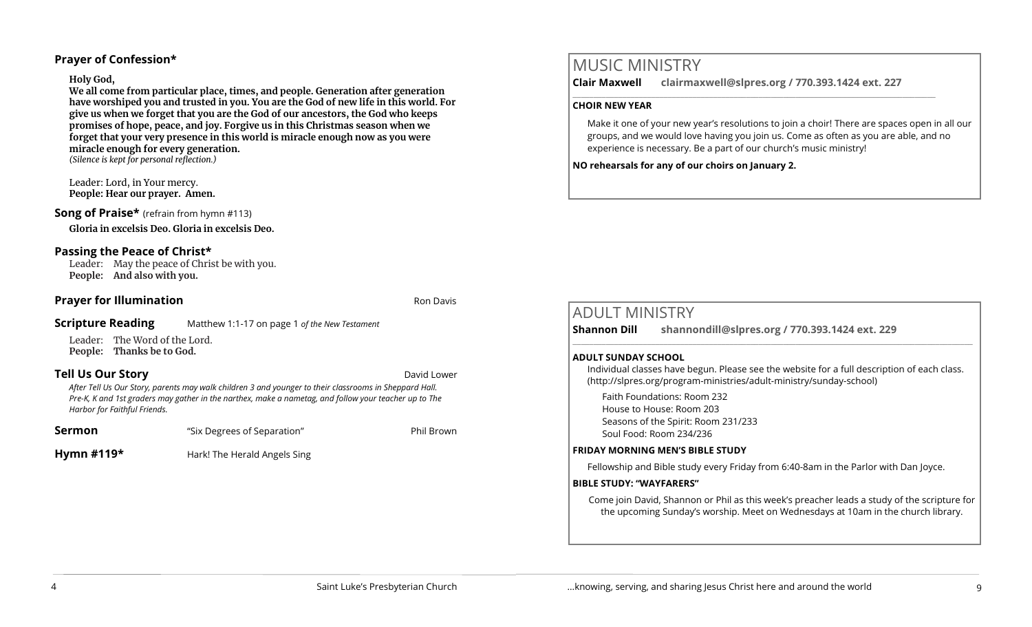### Prayer of Confession*

**Holy God,**
**We all come from particular place, times, and people. Generation after generation have worshiped you and trusted in you. You are the God of new life in this world. For give us when we forget that you are the God of our ancestors, the God who keeps promises of hope, peace, and joy. Forgive us in this Christmas season when we forget that your very presence in this world is miracle enough now as you were miracle enough for every generation.**
*(Silence is kept for personal reflection.)*

Leader: Lord, in Your mercy.
**People: Hear our prayer. Amen.**

### Song of Praise* (refrain from hymn #113)

**Gloria in excelsis Deo. Gloria in excelsis Deo.**

### Passing the Peace of Christ*

Leader: May the peace of Christ be with you.
**People: And also with you.**

### Prayer for Illumination — Ron Davis

### Scripture Reading — Matthew 1:1-17 on page 1 *of the New Testament*

Leader: The Word of the Lord.
**People: Thanks be to God.**

### Tell Us Our Story — David Lower

*After Tell Us Our Story, parents may walk children 3 and younger to their classrooms in Sheppard Hall. Pre-K, K and 1st graders may gather in the narthex, make a nametag, and follow your teacher up to The Harbor for Faithful Friends.*

### Sermon — "Six Degrees of Separation" — Phil Brown

### Hymn #119* — Hark! The Herald Angels Sing

# MUSIC MINISTRY

**Clair Maxwell clairmaxwell@slpres.org / 770.393.1424 ext. 227**

**CHOIR NEW YEAR**

Make it one of your new year's resolutions to join a choir! There are spaces open in all our groups, and we would love having you join us. Come as often as you are able, and no experience is necessary. Be a part of our church's music ministry!

**NO rehearsals for any of our choirs on January 2.**

# ADULT MINISTRY

**Shannon Dill shannondill@slpres.org / 770.393.1424 ext. 229**

**ADULT SUNDAY SCHOOL**

Individual classes have begun. Please see the website for a full description of each class. (http://slpres.org/program-ministries/adult-ministry/sunday-school)

Faith Foundations: Room 232
House to House: Room 203
Seasons of the Spirit: Room 231/233
Soul Food: Room 234/236

**FRIDAY MORNING MEN'S BIBLE STUDY**

Fellowship and Bible study every Friday from 6:40-8am in the Parlor with Dan Joyce.

**BIBLE STUDY: "WAYFARERS"**

Come join David, Shannon or Phil as this week's preacher leads a study of the scripture for the upcoming Sunday's worship. Meet on Wednesdays at 10am in the church library.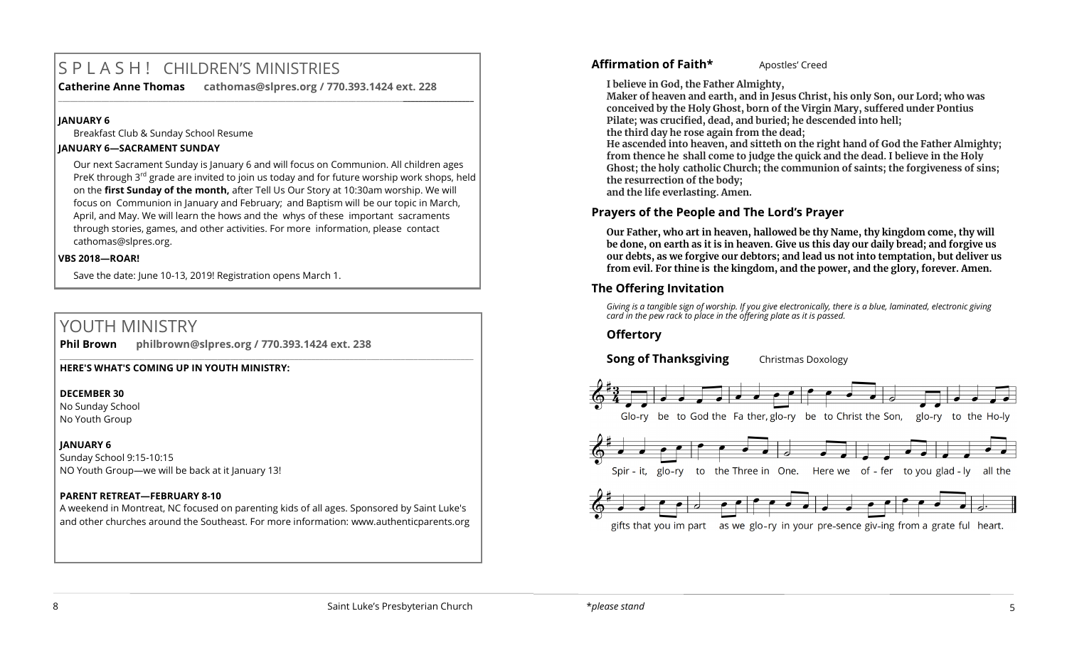## S P L A S H ! CHILDREN'S MINISTRIES

**Catherine Anne Thomas** **cathomas@slpres.org / 770.393.1424 ext. 228**

**JANUARY 6**

Breakfast Club & Sunday School Resume

**JANUARY 6—SACRAMENT SUNDAY**

Our next Sacrament Sunday is January 6 and will focus on Communion. All children ages PreK through 3rd grade are invited to join us today and for future worship work shops, held on the **first Sunday of the month,** after Tell Us Our Story at 10:30am worship. We will focus on Communion in January and February; and Baptism will be our topic in March, April, and May. We will learn the hows and the whys of these important sacraments through stories, games, and other activities. For more information, please contact cathomas@slpres.org.

**VBS 2018—ROAR!**

Save the date: June 10-13, 2019! Registration opens March 1.

## YOUTH MINISTRY

**Phil Brown** **philbrown@slpres.org / 770.393.1424 ext. 238**

**HERE'S WHAT'S COMING UP IN YOUTH MINISTRY:**

**DECEMBER 30**

No Sunday School

No Youth Group

**JANUARY 6**

Sunday School 9:15-10:15

NO Youth Group—we will be back at it January 13!

**PARENT RETREAT—FEBRUARY 8-10**

A weekend in Montreat, NC focused on parenting kids of all ages. Sponsored by Saint Luke's and other churches around the Southeast. For more information: www.authenticparents.org

### Affirmation of Faith* Apostles' Creed

**I believe in God, the Father Almighty,**
**Maker of heaven and earth, and in Jesus Christ, his only Son, our Lord; who was conceived by the Holy Ghost, born of the Virgin Mary, suffered under Pontius Pilate; was crucified, dead, and buried; he descended into hell;**
**the third day he rose again from the dead;**
**He ascended into heaven, and sitteth on the right hand of God the Father Almighty; from thence he shall come to judge the quick and the dead. I believe in the Holy Ghost; the holy catholic Church; the communion of saints; the forgiveness of sins; the resurrection of the body;**
**and the life everlasting. Amen.**

### Prayers of the People and The Lord's Prayer

**Our Father, who art in heaven, hallowed be thy Name, thy kingdom come, thy will be done, on earth as it is in heaven. Give us this day our daily bread; and forgive us our debts, as we forgive our debtors; and lead us not into temptation, but deliver us from evil. For thine is the kingdom, and the power, and the glory, forever. Amen.**

### The Offering Invitation

*Giving is a tangible sign of worship. If you give electronically, there is a blue, laminated, electronic giving card in the pew rack to place in the offering plate as it is passed.*

**Offertory**

**Song of Thanksgiving** Christmas Doxology

Glo-ry be to God the Fa ther, glo-ry be to Christ the Son, glo-ry to the Ho-ly Spir - it, glo-ry to the Three in One. Here we of - fer to you glad - ly all the gifts that you im part as we glo - ry in your pre-sence giv-ing from a grate ful heart.

*please stand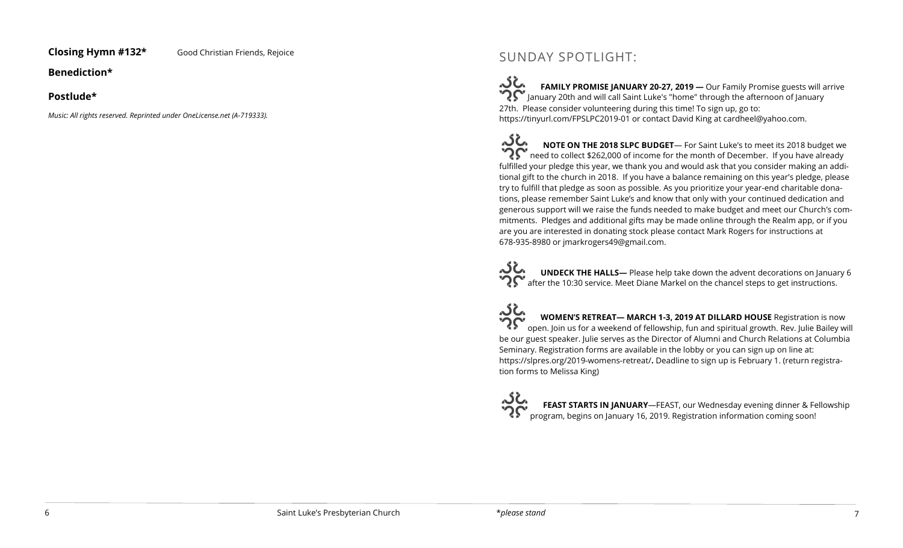**Closing Hymn #132*** Good Christian Friends, Rejoice

**Benediction***

**Postlude***

*Music: All rights reserved. Reprinted under OneLicense.net (A-719333).*

## SUNDAY SPOTLIGHT:

**FAMILY PROMISE JANUARY 20-27, 2019 —** Our Family Promise guests will arrive January 20th and will call Saint Luke's "home" through the afternoon of January 27th. Please consider volunteering during this time! To sign up, go to: https://tinyurl.com/FPSLPC2019-01 or contact David King at cardheel@yahoo.com.

**NOTE ON THE 2018 SLPC BUDGET**— For Saint Luke's to meet its 2018 budget we need to collect $262,000 of income for the month of December. If you have already fulfilled your pledge this year, we thank you and would ask that you consider making an additional gift to the church in 2018. If you have a balance remaining on this year's pledge, please try to fulfill that pledge as soon as possible. As you prioritize your year-end charitable donations, please remember Saint Luke's and know that only with your continued dedication and generous support will we raise the funds needed to make budget and meet our Church's commitments. Pledges and additional gifts may be made online through the Realm app, or if you are you are interested in donating stock please contact Mark Rogers for instructions at 678-935-8980 or jmarkrogers49@gmail.com.

**UNDECK THE HALLS—** Please help take down the advent decorations on January 6 after the 10:30 service. Meet Diane Markel on the chancel steps to get instructions.

**WOMEN'S RETREAT— MARCH 1-3, 2019 AT DILLARD HOUSE** Registration is now open. Join us for a weekend of fellowship, fun and spiritual growth. Rev. Julie Bailey will be our guest speaker. Julie serves as the Director of Alumni and Church Relations at Columbia Seminary. Registration forms are available in the lobby or you can sign up on line at: https://slpres.org/2019-womens-retreat/**.** Deadline to sign up is February 1. (return registration forms to Melissa King)

**FEAST STARTS IN JANUARY**—FEAST, our Wednesday evening dinner & Fellowship program, begins on January 16, 2019. Registration information coming soon!

*\*please stand*